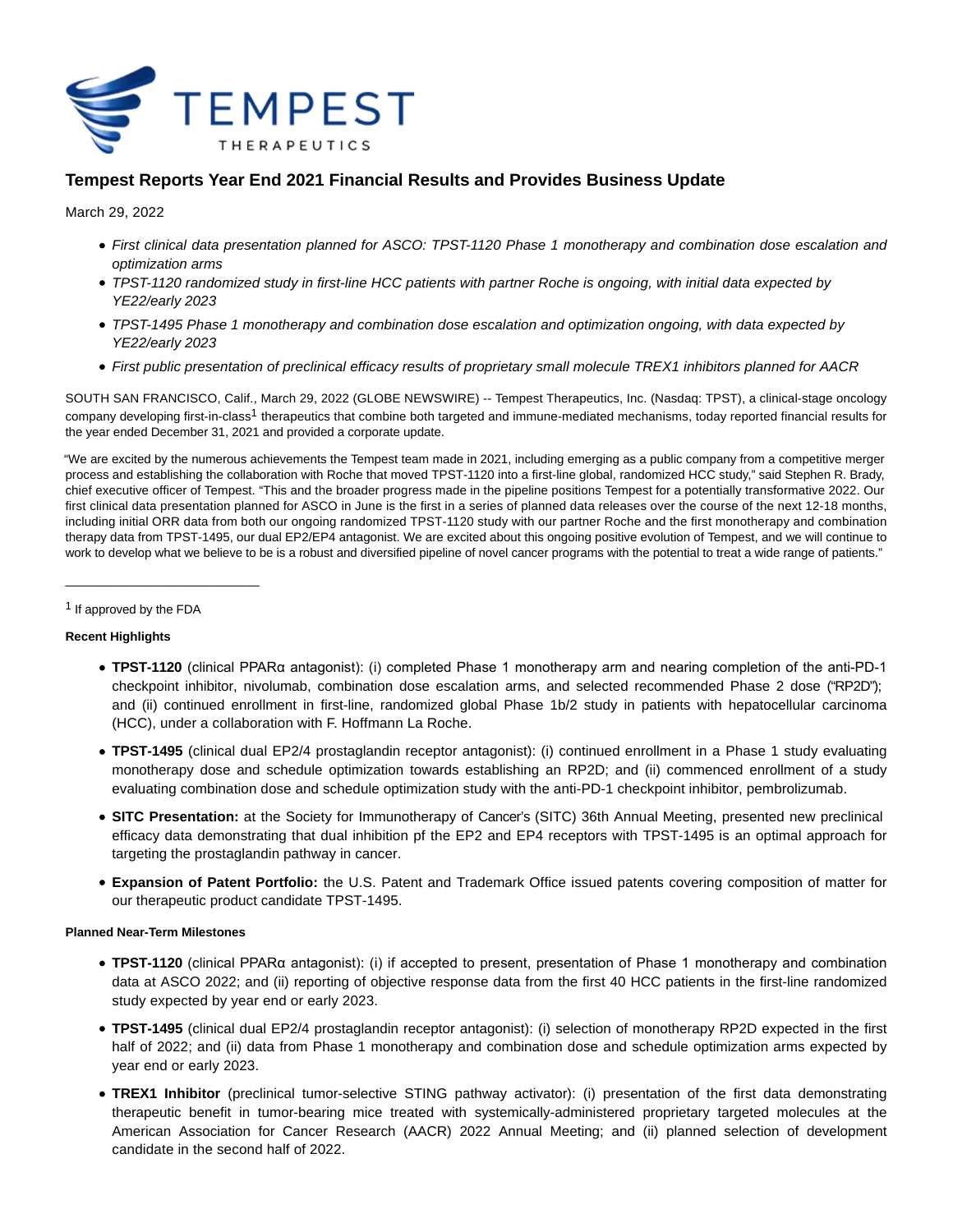# Tempest Reports Year End 2021 Financial Results and Provides Business Update

March 29, 2022

- *First clinical data presentation planned for ASCO: TPST-1120 Phase 1 monotherapy and combination dose escalation and optimization arms*
- *TPST-1120 randomized study in first-line HCC patients with partner Roche is ongoing, with initial data expected by YE22/early 2023*
- *TPST-1495 Phase 1 monotherapy and combination dose escalation and optimization ongoing, with data expected by YE22/early 2023*
- *First public presentation of preclinical efficacy results of proprietary small molecule TREX1 inhibitors planned for AACR*

SOUTH SAN FRANCISCO, Calif., March 29, 2022 (GLOBE NEWSWIRE) -- Tempest Therapeutics, Inc. (Nasdaq: TPST), a clinical-stage oncology company developing first-in-class[1] therapeutics that combine both targeted and immune-mediated mechanisms, today reported financial results for the year ended December 31, 2021 and provided a corporate update.

"We are excited by the numerous achievements the Tempest team made in 2021, including emerging as a public company from a competitive merger process and establishing the collaboration with Roche that moved TPST-1120 into a first-line global, randomized HCC study," said Stephen R. Brady, chief executive officer of Tempest. "This and the broader progress made in the pipeline positions Tempest for a potentially transformative 2022. Our first clinical data presentation planned for ASCO in June is the first in a series of planned data releases over the course of the next 12-18 months, including initial ORR data from both our ongoing randomized TPST-1120 study with our partner Roche and the first monotherapy and combination therapy data from TPST-1495, our dual EP2/EP4 antagonist. We are excited about this ongoing positive evolution of Tempest, and we will continue to work to develop what we believe to be is a robust and diversified pipeline of novel cancer programs with the potential to treat a wide range of patients."

---

[1] If approved by the FDA

**Recent Highlights**

- **TPST-1120** (clinical PPARα antagonist): (i) completed Phase 1 monotherapy arm and nearing completion of the anti-PD-1 checkpoint inhibitor, nivolumab, combination dose escalation arms, and selected recommended Phase 2 dose ("RP2D"); and (ii) continued enrollment in first-line, randomized global Phase 1b/2 study in patients with hepatocellular carcinoma (HCC), under a collaboration with F. Hoffmann La Roche.
- **TPST-1495** (clinical dual EP2/4 prostaglandin receptor antagonist): (i) continued enrollment in a Phase 1 study evaluating monotherapy dose and schedule optimization towards establishing an RP2D; and (ii) commenced enrollment of a study evaluating combination dose and schedule optimization study with the anti-PD-1 checkpoint inhibitor, pembrolizumab.
- **SITC Presentation:** at the Society for Immunotherapy of Cancer's (SITC) 36th Annual Meeting, presented new preclinical efficacy data demonstrating that dual inhibition pf the EP2 and EP4 receptors with TPST-1495 is an optimal approach for targeting the prostaglandin pathway in cancer.
- **Expansion of Patent Portfolio:** the U.S. Patent and Trademark Office issued patents covering composition of matter for our therapeutic product candidate TPST-1495.

**Planned Near-Term Milestones**

- **TPST-1120** (clinical PPARα antagonist): (i) if accepted to present, presentation of Phase 1 monotherapy and combination data at ASCO 2022; and (ii) reporting of objective response data from the first 40 HCC patients in the first-line randomized study expected by year end or early 2023.
- **TPST-1495** (clinical dual EP2/4 prostaglandin receptor antagonist): (i) selection of monotherapy RP2D expected in the first half of 2022; and (ii) data from Phase 1 monotherapy and combination dose and schedule optimization arms expected by year end or early 2023.
- **TREX1 Inhibitor** (preclinical tumor-selective STING pathway activator): (i) presentation of the first data demonstrating therapeutic benefit in tumor-bearing mice treated with systemically-administered proprietary targeted molecules at the American Association for Cancer Research (AACR) 2022 Annual Meeting; and (ii) planned selection of development candidate in the second half of 2022.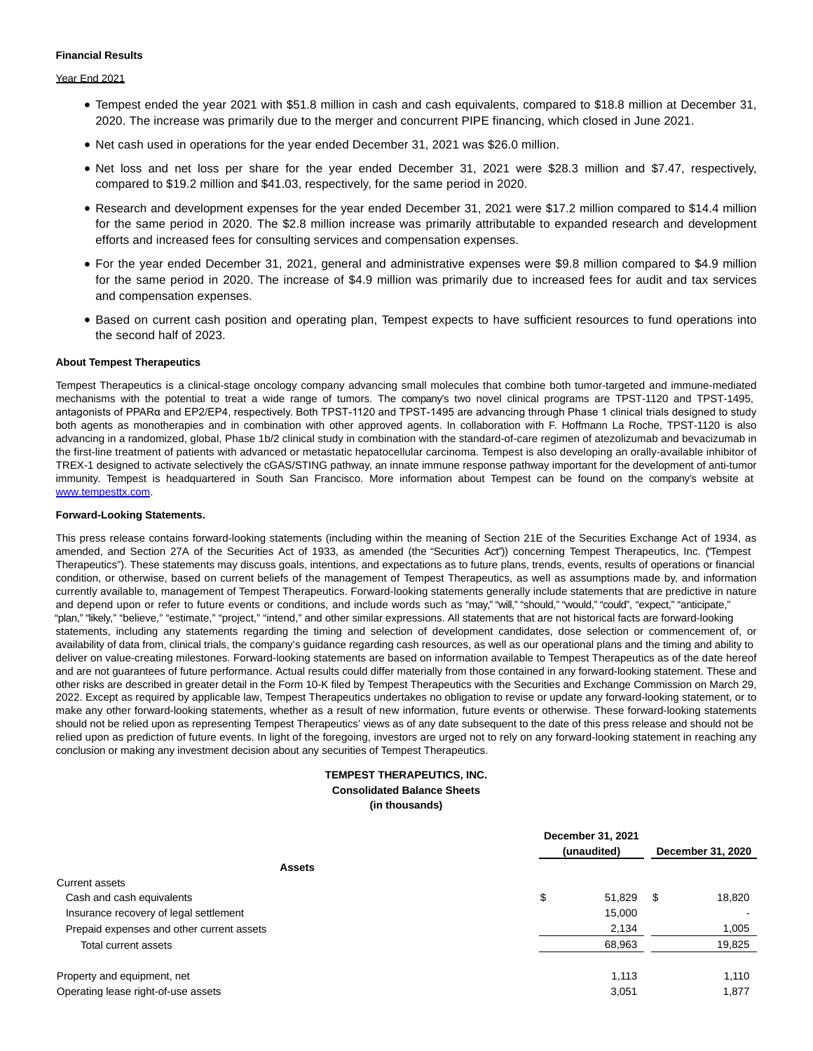**Financial Results**

Year End 2021

- Tempest ended the year 2021 with $51.8 million in cash and cash equivalents, compared to $18.8 million at December 31, 2020. The increase was primarily due to the merger and concurrent PIPE financing, which closed in June 2021.
- Net cash used in operations for the year ended December 31, 2021 was $26.0 million.
- Net loss and net loss per share for the year ended December 31, 2021 were $28.3 million and $7.47, respectively, compared to $19.2 million and $41.03, respectively, for the same period in 2020.
- Research and development expenses for the year ended December 31, 2021 were $17.2 million compared to $14.4 million for the same period in 2020. The $2.8 million increase was primarily attributable to expanded research and development efforts and increased fees for consulting services and compensation expenses.
- For the year ended December 31, 2021, general and administrative expenses were $9.8 million compared to $4.9 million for the same period in 2020. The increase of $4.9 million was primarily due to increased fees for audit and tax services and compensation expenses.
- Based on current cash position and operating plan, Tempest expects to have sufficient resources to fund operations into the second half of 2023.

**About Tempest Therapeutics**

Tempest Therapeutics is a clinical-stage oncology company advancing small molecules that combine both tumor-targeted and immune-mediated mechanisms with the potential to treat a wide range of tumors. The company's two novel clinical programs are TPST-1120 and TPST-1495, antagonists of PPARα and EP2/EP4, respectively. Both TPST-1120 and TPST-1495 are advancing through Phase 1 clinical trials designed to study both agents as monotherapies and in combination with other approved agents. In collaboration with F. Hoffmann La Roche, TPST-1120 is also advancing in a randomized, global, Phase 1b/2 clinical study in combination with the standard-of-care regimen of atezolizumab and bevacizumab in the first-line treatment of patients with advanced or metastatic hepatocellular carcinoma. Tempest is also developing an orally-available inhibitor of TREX-1 designed to activate selectively the cGAS/STING pathway, an innate immune response pathway important for the development of anti-tumor immunity. Tempest is headquartered in South San Francisco. More information about Tempest can be found on the company's website at www.tempesttx.com.

**Forward-Looking Statements.**

This press release contains forward-looking statements (including within the meaning of Section 21E of the Securities Exchange Act of 1934, as amended, and Section 27A of the Securities Act of 1933, as amended (the "Securities Act")) concerning Tempest Therapeutics, Inc. ("Tempest Therapeutics"). These statements may discuss goals, intentions, and expectations as to future plans, trends, events, results of operations or financial condition, or otherwise, based on current beliefs of the management of Tempest Therapeutics, as well as assumptions made by, and information currently available to, management of Tempest Therapeutics. Forward-looking statements generally include statements that are predictive in nature and depend upon or refer to future events or conditions, and include words such as "may," "will," "should," "would," "could", "expect," "anticipate," "plan," "likely," "believe," "estimate," "project," "intend," and other similar expressions. All statements that are not historical facts are forward-looking statements, including any statements regarding the timing and selection of development candidates, dose selection or commencement of, or availability of data from, clinical trials, the company's guidance regarding cash resources, as well as our operational plans and the timing and ability to deliver on value-creating milestones. Forward-looking statements are based on information available to Tempest Therapeutics as of the date hereof and are not guarantees of future performance. Actual results could differ materially from those contained in any forward-looking statement. These and other risks are described in greater detail in the Form 10-K filed by Tempest Therapeutics with the Securities and Exchange Commission on March 29, 2022. Except as required by applicable law, Tempest Therapeutics undertakes no obligation to revise or update any forward-looking statement, or to make any other forward-looking statements, whether as a result of new information, future events or otherwise. These forward-looking statements should not be relied upon as representing Tempest Therapeutics' views as of any date subsequent to the date of this press release and should not be relied upon as prediction of future events. In light of the foregoing, investors are urged not to rely on any forward-looking statement in reaching any conclusion or making any investment decision about any securities of Tempest Therapeutics.

**TEMPEST THERAPEUTICS, INC.**
**Consolidated Balance Sheets**
**(in thousands)**

| | December 31, 2021 (unaudited) | December 31, 2020 |
|---|---|---|
| **Assets** | | |
| Current assets | | |
| Cash and cash equivalents | $ 51,829 | $ 18,820 |
| Insurance recovery of legal settlement | 15,000 | - |
| Prepaid expenses and other current assets | 2,134 | 1,005 |
| Total current assets | 68,963 | 19,825 |
| Property and equipment, net | 1,113 | 1,110 |
| Operating lease right-of-use assets | 3,051 | 1,877 |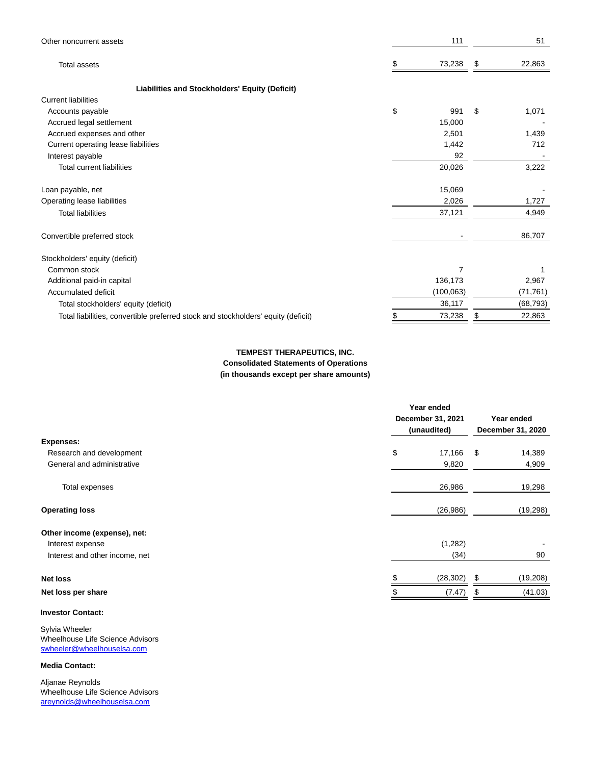| | | |
|---|---|---|
| Other noncurrent assets | 111 | 51 |
| Total assets | $ 73,238 | $ 22,863 |
| **Liabilities and Stockholders' Equity (Deficit)** | | |
| Current liabilities | | |
| Accounts payable | $ 991 | $ 1,071 |
| Accrued legal settlement | 15,000 | - |
| Accrued expenses and other | 2,501 | 1,439 |
| Current operating lease liabilities | 1,442 | 712 |
| Interest payable | 92 | - |
| Total current liabilities | 20,026 | 3,222 |
| Loan payable, net | 15,069 | - |
| Operating lease liabilities | 2,026 | 1,727 |
| Total liabilities | 37,121 | 4,949 |
| Convertible preferred stock | - | 86,707 |
| Stockholders' equity (deficit) | | |
| Common stock | 7 | 1 |
| Additional paid-in capital | 136,173 | 2,967 |
| Accumulated deficit | (100,063) | (71,761) |
| Total stockholders' equity (deficit) | 36,117 | (68,793) |
| Total liabilities, convertible preferred stock and stockholders' equity (deficit) | $ 73,238 | $ 22,863 |

**TEMPEST THERAPEUTICS, INC.**
**Consolidated Statements of Operations**
**(in thousands except per share amounts)**

| | Year ended December 31, 2021 (unaudited) | Year ended December 31, 2020 |
|---|---|---|
| **Expenses:** | | |
| Research and development | $ 17,166 | $ 14,389 |
| General and administrative | 9,820 | 4,909 |
| Total expenses | 26,986 | 19,298 |
| **Operating loss** | (26,986) | (19,298) |
| **Other income (expense), net:** | | |
| Interest expense | (1,282) | - |
| Interest and other income, net | (34) | 90 |
| **Net loss** | $ (28,302) | $ (19,208) |
| **Net loss per share** | $ (7.47) | $ (41.03) |

**Investor Contact:**

Sylvia Wheeler
Wheelhouse Life Science Advisors
swheeler@wheelhouselsa.com

**Media Contact:**

Aljanae Reynolds
Wheelhouse Life Science Advisors
areynolds@wheelhouselsa.com